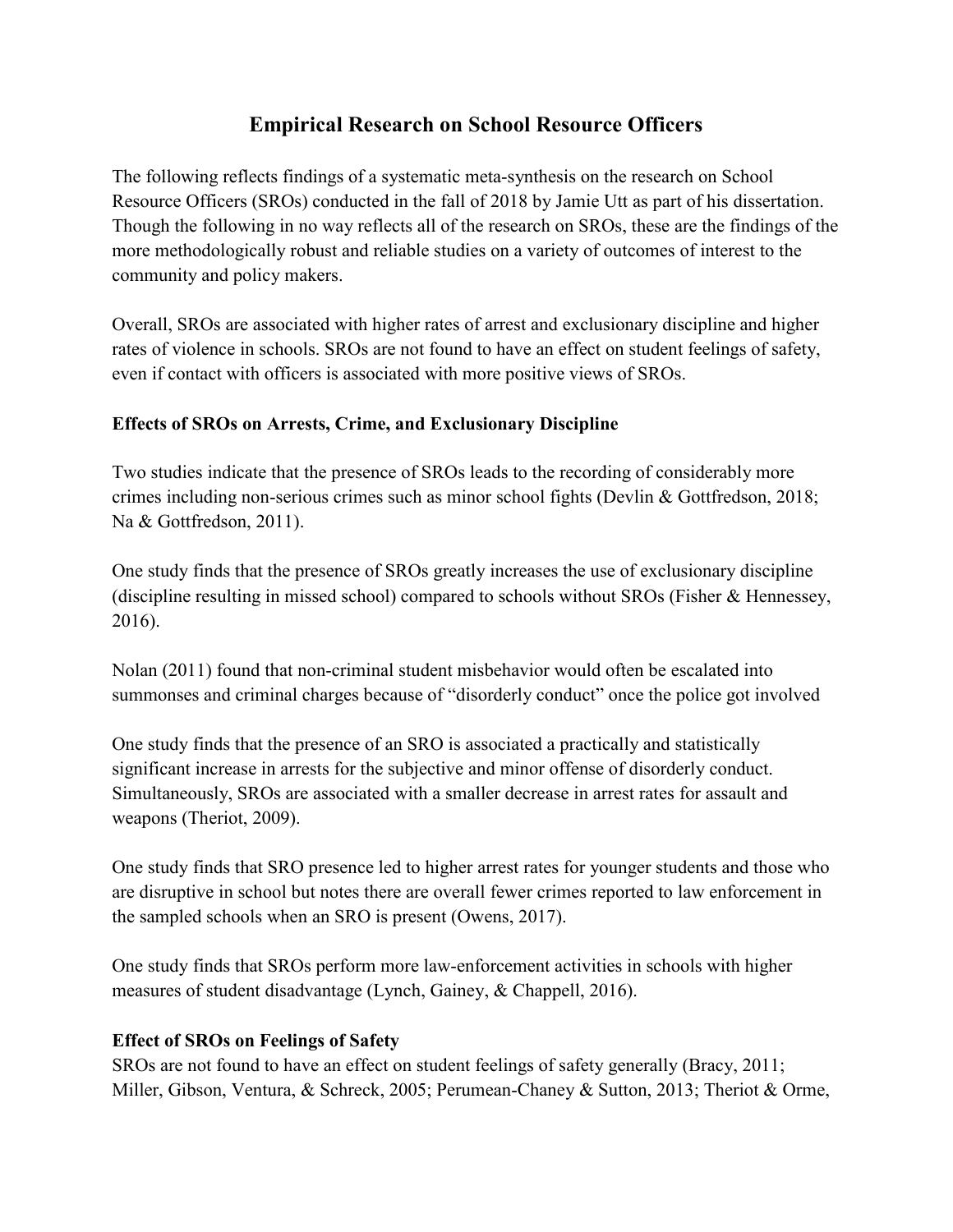# Empirical Research on School Resource Officers

The following reflects findings of a systematic meta-synthesis on the research on School Resource Officers (SROs) conducted in the fall of 2018 by Jamie Utt as part of his dissertation. Though the following in no way reflects all of the research on SROs, these are the findings of the more methodologically robust and reliable studies on a variety of outcomes of interest to the community and policy makers.

Overall, SROs are associated with higher rates of arrest and exclusionary discipline and higher rates of violence in schools. SROs are not found to have an effect on student feelings of safety, even if contact with officers is associated with more positive views of SROs.

### Effects of SROs on Arrests, Crime, and Exclusionary Discipline

Two studies indicate that the presence of SROs leads to the recording of considerably more crimes including non-serious crimes such as minor school fights (Devlin & Gottfredson, 2018; Na & Gottfredson, 2011).

One study finds that the presence of SROs greatly increases the use of exclusionary discipline (discipline resulting in missed school) compared to schools without SROs (Fisher & Hennessey, 2016).

Nolan (2011) found that non-criminal student misbehavior would often be escalated into summonses and criminal charges because of "disorderly conduct" once the police got involved

One study finds that the presence of an SRO is associated a practically and statistically significant increase in arrests for the subjective and minor offense of disorderly conduct. Simultaneously, SROs are associated with a smaller decrease in arrest rates for assault and weapons (Theriot, 2009).

One study finds that SRO presence led to higher arrest rates for younger students and those who are disruptive in school but notes there are overall fewer crimes reported to law enforcement in the sampled schools when an SRO is present (Owens, 2017).

One study finds that SROs perform more law-enforcement activities in schools with higher measures of student disadvantage (Lynch, Gainey, & Chappell, 2016).

### Effect of SROs on Feelings of Safety

SROs are not found to have an effect on student feelings of safety generally (Bracy, 2011; Miller, Gibson, Ventura, & Schreck, 2005; Perumean-Chaney & Sutton, 2013; Theriot & Orme,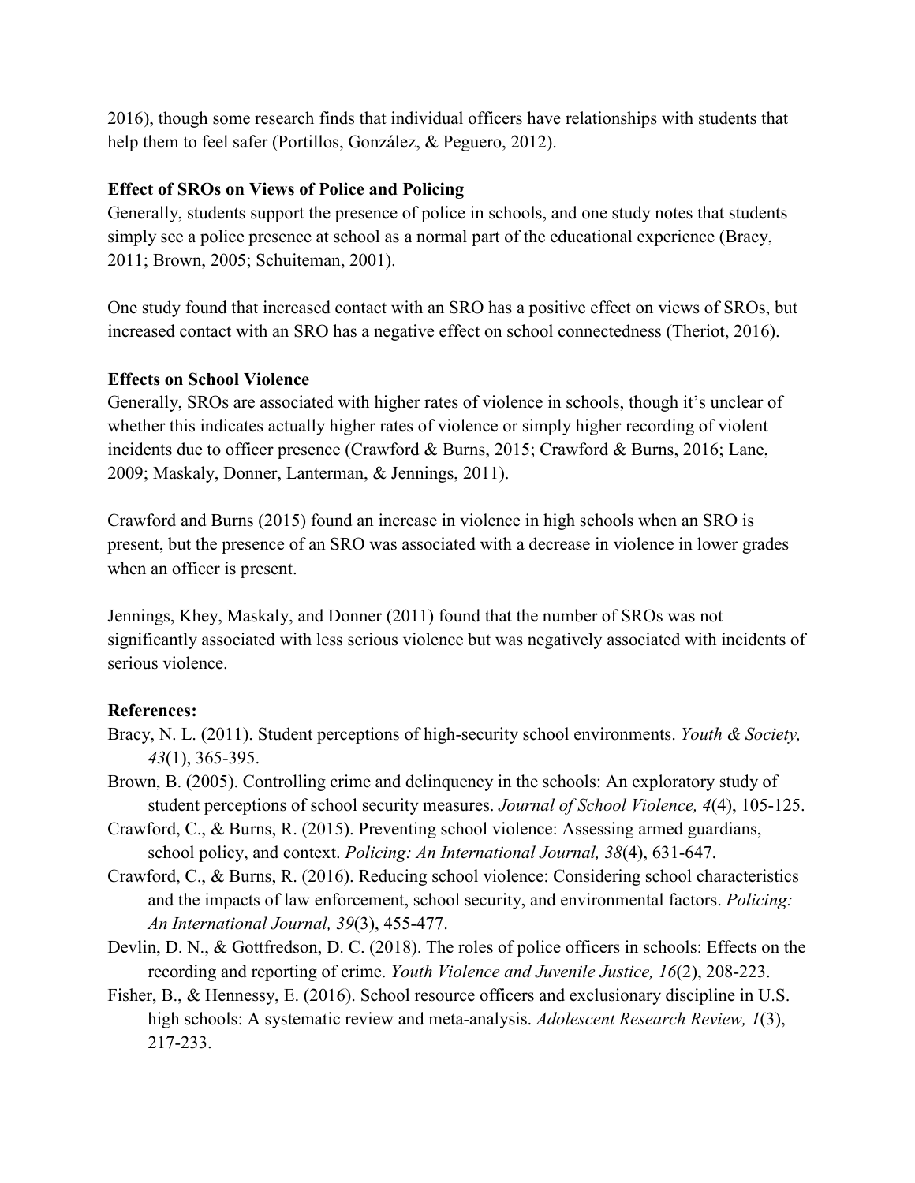2016), though some research finds that individual officers have relationships with students that help them to feel safer (Portillos, González, & Peguero, 2012).

**Effect of SROs on Views of Police and Policing**

Generally, students support the presence of police in schools, and one study notes that students simply see a police presence at school as a normal part of the educational experience (Bracy, 2011; Brown, 2005; Schuiteman, 2001).

One study found that increased contact with an SRO has a positive effect on views of SROs, but increased contact with an SRO has a negative effect on school connectedness (Theriot, 2016).

**Effects on School Violence**

Generally, SROs are associated with higher rates of violence in schools, though it's unclear of whether this indicates actually higher rates of violence or simply higher recording of violent incidents due to officer presence (Crawford & Burns, 2015; Crawford & Burns, 2016; Lane, 2009; Maskaly, Donner, Lanterman, & Jennings, 2011).

Crawford and Burns (2015) found an increase in violence in high schools when an SRO is present, but the presence of an SRO was associated with a decrease in violence in lower grades when an officer is present.

Jennings, Khey, Maskaly, and Donner (2011) found that the number of SROs was not significantly associated with less serious violence but was negatively associated with incidents of serious violence.

**References:**

Bracy, N. L. (2011). Student perceptions of high-security school environments. *Youth & Society, 43*(1), 365-395.

Brown, B. (2005). Controlling crime and delinquency in the schools: An exploratory study of student perceptions of school security measures. *Journal of School Violence, 4*(4), 105-125.

Crawford, C., & Burns, R. (2015). Preventing school violence: Assessing armed guardians, school policy, and context. *Policing: An International Journal, 38*(4), 631-647.

Crawford, C., & Burns, R. (2016). Reducing school violence: Considering school characteristics and the impacts of law enforcement, school security, and environmental factors. *Policing: An International Journal, 39*(3), 455-477.

Devlin, D. N., & Gottfredson, D. C. (2018). The roles of police officers in schools: Effects on the recording and reporting of crime. *Youth Violence and Juvenile Justice, 16*(2), 208-223.

Fisher, B., & Hennessy, E. (2016). School resource officers and exclusionary discipline in U.S. high schools: A systematic review and meta-analysis. *Adolescent Research Review, 1*(3), 217-233.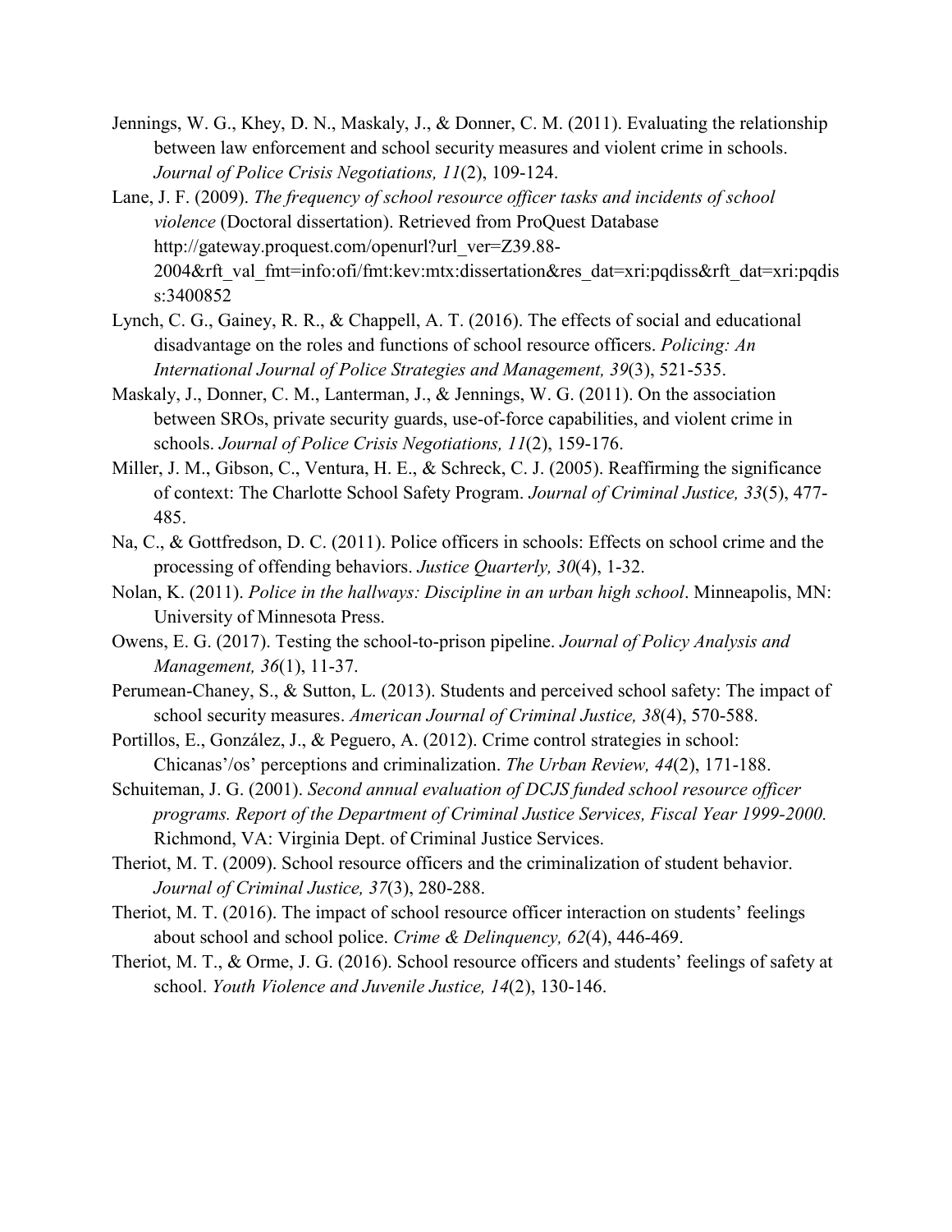Jennings, W. G., Khey, D. N., Maskaly, J., & Donner, C. M. (2011). Evaluating the relationship between law enforcement and school security measures and violent crime in schools. *Journal of Police Crisis Negotiations, 11*(2), 109-124.

Lane, J. F. (2009). *The frequency of school resource officer tasks and incidents of school violence* (Doctoral dissertation). Retrieved from ProQuest Database http://gateway.proquest.com/openurl?url_ver=Z39.88-2004&rft_val_fmt=info:ofi/fmt:kev:mtx:dissertation&res_dat=xri:pqdiss&rft_dat=xri:pqdiss:3400852

Lynch, C. G., Gainey, R. R., & Chappell, A. T. (2016). The effects of social and educational disadvantage on the roles and functions of school resource officers. *Policing: An International Journal of Police Strategies and Management, 39*(3), 521-535.

Maskaly, J., Donner, C. M., Lanterman, J., & Jennings, W. G. (2011). On the association between SROs, private security guards, use-of-force capabilities, and violent crime in schools. *Journal of Police Crisis Negotiations, 11*(2), 159-176.

Miller, J. M., Gibson, C., Ventura, H. E., & Schreck, C. J. (2005). Reaffirming the significance of context: The Charlotte School Safety Program. *Journal of Criminal Justice, 33*(5), 477-485.

Na, C., & Gottfredson, D. C. (2011). Police officers in schools: Effects on school crime and the processing of offending behaviors. *Justice Quarterly, 30*(4), 1-32.

Nolan, K. (2011). *Police in the hallways: Discipline in an urban high school*. Minneapolis, MN: University of Minnesota Press.

Owens, E. G. (2017). Testing the school-to-prison pipeline. *Journal of Policy Analysis and Management, 36*(1), 11-37.

Perumean-Chaney, S., & Sutton, L. (2013). Students and perceived school safety: The impact of school security measures. *American Journal of Criminal Justice, 38*(4), 570-588.

Portillos, E., González, J., & Peguero, A. (2012). Crime control strategies in school: Chicanas'/os' perceptions and criminalization. *The Urban Review, 44*(2), 171-188.

Schuiteman, J. G. (2001). *Second annual evaluation of DCJS funded school resource officer programs. Report of the Department of Criminal Justice Services, Fiscal Year 1999-2000.* Richmond, VA: Virginia Dept. of Criminal Justice Services.

Theriot, M. T. (2009). School resource officers and the criminalization of student behavior. *Journal of Criminal Justice, 37*(3), 280-288.

Theriot, M. T. (2016). The impact of school resource officer interaction on students' feelings about school and school police. *Crime & Delinquency, 62*(4), 446-469.

Theriot, M. T., & Orme, J. G. (2016). School resource officers and students' feelings of safety at school. *Youth Violence and Juvenile Justice, 14*(2), 130-146.